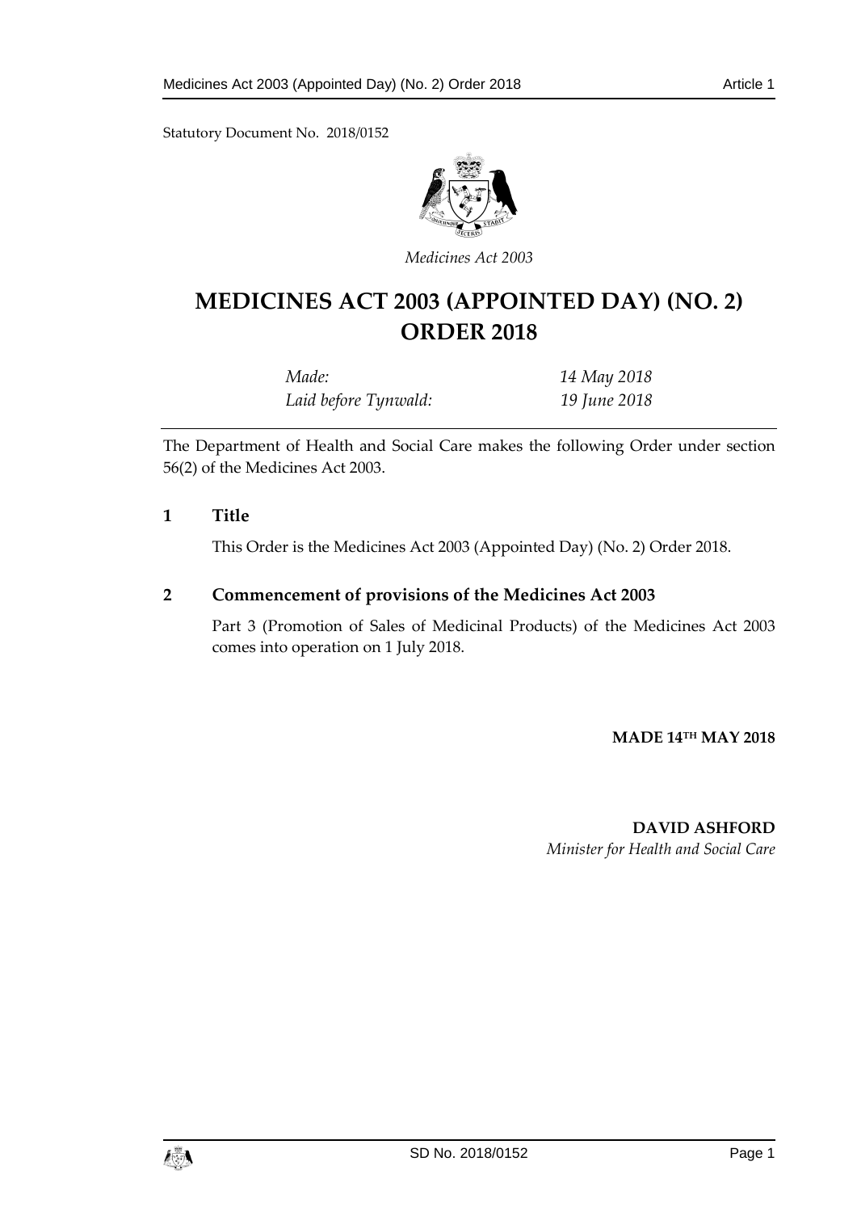Statutory Document No. 2018/0152

*Medicines Act 2003*

# MEDICINES ACT 2003 (APPOINTED DAY) (NO. 2) ORDER 2018

| | |
|---|---|
| *Made:* | *14 May 2018* |
| *Laid before Tynwald:* | *19 June 2018* |

The Department of Health and Social Care makes the following Order under section 56(2) of the Medicines Act 2003.

## 1 Title

This Order is the Medicines Act 2003 (Appointed Day) (No. 2) Order 2018.

## 2 Commencement of provisions of the Medicines Act 2003

Part 3 (Promotion of Sales of Medicinal Products) of the Medicines Act 2003 comes into operation on 1 July 2018.

**MADE 14TH MAY 2018**

**DAVID ASHFORD**
*Minister for Health and Social Care*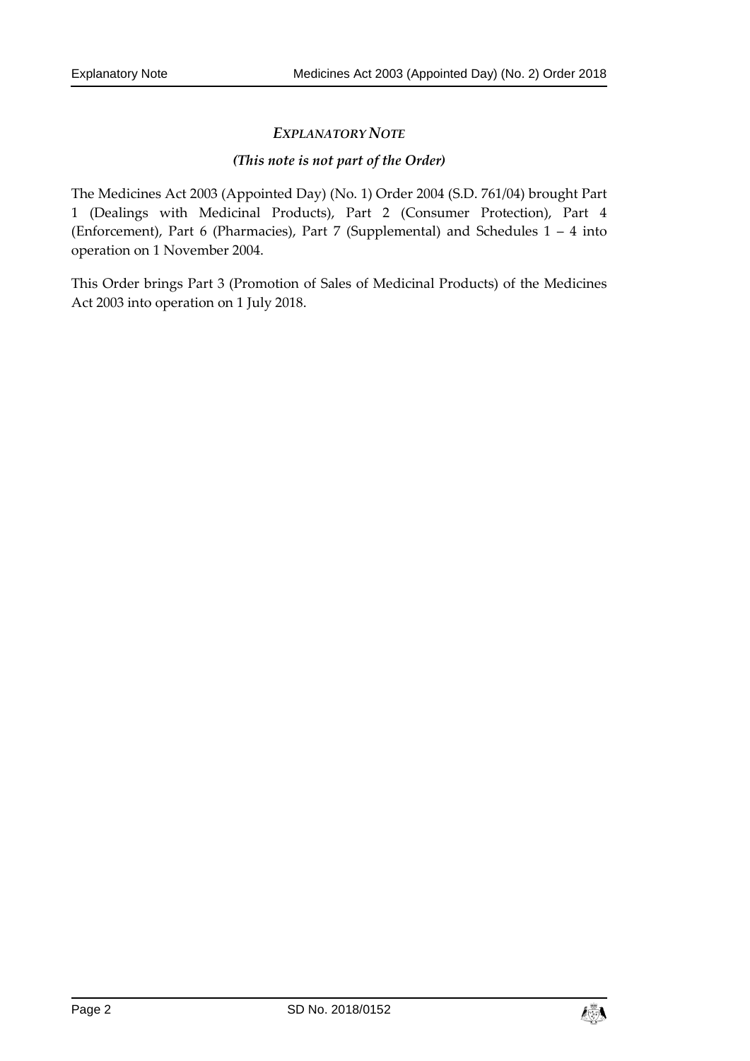## *EXPLANATORY NOTE*

***(This note is not part of the Order)***

The Medicines Act 2003 (Appointed Day) (No. 1) Order 2004 (S.D. 761/04) brought Part 1 (Dealings with Medicinal Products), Part 2 (Consumer Protection), Part 4 (Enforcement), Part 6 (Pharmacies), Part 7 (Supplemental) and Schedules 1 – 4 into operation on 1 November 2004.

This Order brings Part 3 (Promotion of Sales of Medicinal Products) of the Medicines Act 2003 into operation on 1 July 2018.